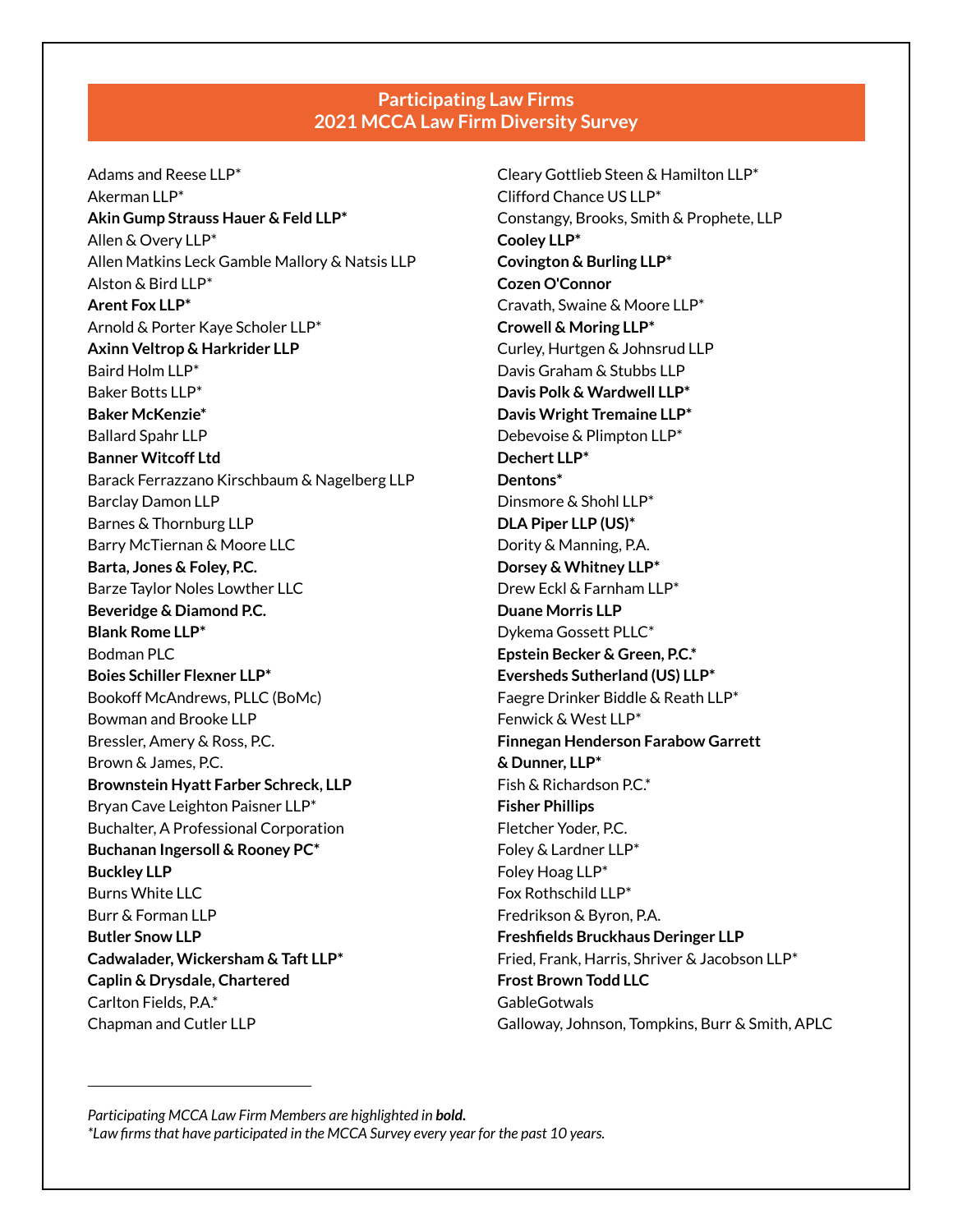## Participating Law Firms
## 2021 MCCA Law Firm Diversity Survey

Adams and Reese LLP*
Akerman LLP*
**Akin Gump Strauss Hauer & Feld LLP***
Allen & Overy LLP*
Allen Matkins Leck Gamble Mallory & Natsis LLP
Alston & Bird LLP*
**Arent Fox LLP***
Arnold & Porter Kaye Scholer LLP*
**Axinn Veltrop & Harkrider LLP**
Baird Holm LLP*
Baker Botts LLP*
**Baker McKenzie***
Ballard Spahr LLP
**Banner Witcoff Ltd**
Barack Ferrazzano Kirschbaum & Nagelberg LLP
Barclay Damon LLP
Barnes & Thornburg LLP
Barry McTiernan & Moore LLC
**Barta, Jones & Foley, P.C.**
Barze Taylor Noles Lowther LLC
**Beveridge & Diamond P.C.**
**Blank Rome LLP***
Bodman PLC
**Boies Schiller Flexner LLP***
Bookoff McAndrews, PLLC (BoMc)
Bowman and Brooke LLP
Bressler, Amery & Ross, P.C.
Brown & James, P.C.
**Brownstein Hyatt Farber Schreck, LLP**
Bryan Cave Leighton Paisner LLP*
Buchalter, A Professional Corporation
**Buchanan Ingersoll & Rooney PC***
**Buckley LLP**
Burns White LLC
Burr & Forman LLP
**Butler Snow LLP**
**Cadwalader, Wickersham & Taft LLP***
**Caplin & Drysdale, Chartered**
Carlton Fields, P.A.*
Chapman and Cutler LLP
Cleary Gottlieb Steen & Hamilton LLP*
Clifford Chance US LLP*
Constangy, Brooks, Smith & Prophete, LLP
**Cooley LLP***
**Covington & Burling LLP***
**Cozen O'Connor**
Cravath, Swaine & Moore LLP*
**Crowell & Moring LLP***
Curley, Hurtgen & Johnsrud LLP
Davis Graham & Stubbs LLP
**Davis Polk & Wardwell LLP***
**Davis Wright Tremaine LLP***
Debevoise & Plimpton LLP*
**Dechert LLP***
**Dentons***
Dinsmore & Shohl LLP*
**DLA Piper LLP (US)***
Dority & Manning, P.A.
**Dorsey & Whitney LLP***
Drew Eckl & Farnham LLP*
**Duane Morris LLP**
Dykema Gossett PLLC*
**Epstein Becker & Green, P.C.***
**Eversheds Sutherland (US) LLP***
Faegre Drinker Biddle & Reath LLP*
Fenwick & West LLP*
**Finnegan Henderson Farabow Garrett & Dunner, LLP***
Fish & Richardson P.C.*
**Fisher Phillips**
Fletcher Yoder, P.C.
Foley & Lardner LLP*
Foley Hoag LLP*
Fox Rothschild LLP*
Fredrikson & Byron, P.A.
**Freshfields Bruckhaus Deringer LLP**
Fried, Frank, Harris, Shriver & Jacobson LLP*
**Frost Brown Todd LLC**
GableGotwals
Galloway, Johnson, Tompkins, Burr & Smith, APLC

---

*Participating MCCA Law Firm Members are highlighted in **bold.***
**Law firms that have participated in the MCCA Survey every year for the past 10 years.*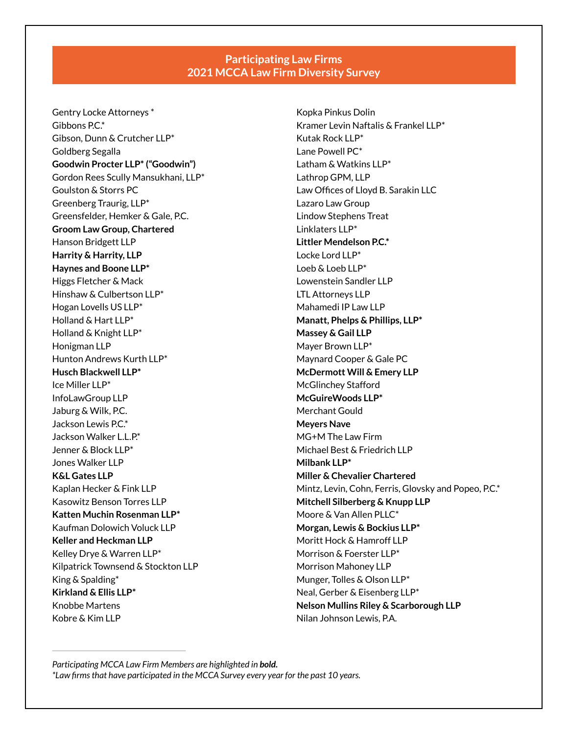## Participating Law Firms
## 2021 MCCA Law Firm Diversity Survey

Gentry Locke Attorneys *
Gibbons P.C.*
Gibson, Dunn & Crutcher LLP*
Goldberg Segalla
**Goodwin Procter LLP* ("Goodwin")**
Gordon Rees Scully Mansukhani, LLP*
Goulston & Storrs PC
Greenberg Traurig, LLP*
Greensfelder, Hemker & Gale, P.C.
**Groom Law Group, Chartered**
Hanson Bridgett LLP
**Harrity & Harrity, LLP**
**Haynes and Boone LLP***
Higgs Fletcher & Mack
Hinshaw & Culbertson LLP*
Hogan Lovells US LLP*
Holland & Hart LLP*
Holland & Knight LLP*
Honigman LLP
Hunton Andrews Kurth LLP*
**Husch Blackwell LLP***
Ice Miller LLP*
InfoLawGroup LLP
Jaburg & Wilk, P.C.
Jackson Lewis P.C.*
Jackson Walker L.L.P.*
Jenner & Block LLP*
Jones Walker LLP
**K&L Gates LLP**
Kaplan Hecker & Fink LLP
Kasowitz Benson Torres LLP
**Katten Muchin Rosenman LLP***
Kaufman Dolowich Voluck LLP
**Keller and Heckman LLP**
Kelley Drye & Warren LLP*
Kilpatrick Townsend & Stockton LLP
King & Spalding*
**Kirkland & Ellis LLP***
Knobbe Martens
Kobre & Kim LLP
Kopka Pinkus Dolin
Kramer Levin Naftalis & Frankel LLP*
Kutak Rock LLP*
Lane Powell PC*
Latham & Watkins LLP*
Lathrop GPM, LLP
Law Offices of Lloyd B. Sarakin LLC
Lazaro Law Group
Lindow Stephens Treat
Linklaters LLP*
**Littler Mendelson P.C.***
Locke Lord LLP*
Loeb & Loeb LLP*
Lowenstein Sandler LLP
LTL Attorneys LLP
Mahamedi IP Law LLP
**Manatt, Phelps & Phillips, LLP***
**Massey & Gail LLP**
Mayer Brown LLP*
Maynard Cooper & Gale PC
**McDermott Will & Emery LLP**
McGlinchey Stafford
**McGuireWoods LLP***
Merchant Gould
**Meyers Nave**
MG+M The Law Firm
Michael Best & Friedrich LLP
**Milbank LLP***
**Miller & Chevalier Chartered**
Mintz, Levin, Cohn, Ferris, Glovsky and Popeo, P.C.*
**Mitchell Silberberg & Knupp LLP**
Moore & Van Allen PLLC*
**Morgan, Lewis & Bockius LLP***
Moritt Hock & Hamroff LLP
Morrison & Foerster LLP*
Morrison Mahoney LLP
Munger, Tolles & Olson LLP*
Neal, Gerber & Eisenberg LLP*
**Nelson Mullins Riley & Scarborough LLP**
Nilan Johnson Lewis, P.A.

---

*Participating MCCA Law Firm Members are highlighted in **bold**.*
*\*Law firms that have participated in the MCCA Survey every year for the past 10 years.*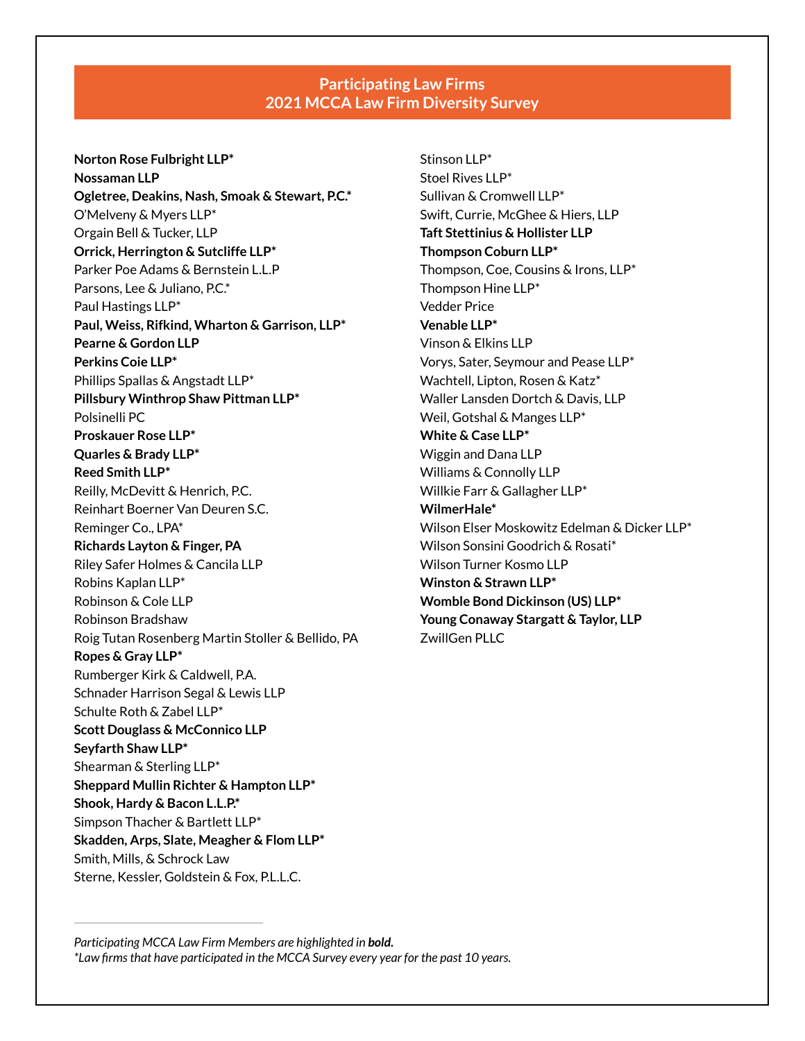## Participating Law Firms
## 2021 MCCA Law Firm Diversity Survey

**Norton Rose Fulbright LLP***
**Nossaman LLP**
**Ogletree, Deakins, Nash, Smoak & Stewart, P.C.***
O'Melveny & Myers LLP*
Orgain Bell & Tucker, LLP
**Orrick, Herrington & Sutcliffe LLP***
Parker Poe Adams & Bernstein L.L.P
Parsons, Lee & Juliano, P.C.*
Paul Hastings LLP*
**Paul, Weiss, Rifkind, Wharton & Garrison, LLP***
**Pearne & Gordon LLP**
**Perkins Coie LLP***
Phillips Spallas & Angstadt LLP*
**Pillsbury Winthrop Shaw Pittman LLP***
Polsinelli PC
**Proskauer Rose LLP***
**Quarles & Brady LLP***
**Reed Smith LLP***
Reilly, McDevitt & Henrich, P.C.
Reinhart Boerner Van Deuren S.C.
Reminger Co., LPA*
**Richards Layton & Finger, PA**
Riley Safer Holmes & Cancila LLP
Robins Kaplan LLP*
Robinson & Cole LLP
Robinson Bradshaw
Roig Tutan Rosenberg Martin Stoller & Bellido, PA
**Ropes & Gray LLP***
Rumberger Kirk & Caldwell, P.A.
Schnader Harrison Segal & Lewis LLP
Schulte Roth & Zabel LLP*
**Scott Douglass & McConnico LLP**
**Seyfarth Shaw LLP***
Shearman & Sterling LLP*
**Sheppard Mullin Richter & Hampton LLP***
**Shook, Hardy & Bacon L.L.P.***
Simpson Thacher & Bartlett LLP*
**Skadden, Arps, Slate, Meagher & Flom LLP***
Smith, Mills, & Schrock Law
Sterne, Kessler, Goldstein & Fox, P.L.L.C.
Stinson LLP*
Stoel Rives LLP*
Sullivan & Cromwell LLP*
Swift, Currie, McGhee & Hiers, LLP
**Taft Stettinius & Hollister LLP**
**Thompson Coburn LLP***
Thompson, Coe, Cousins & Irons, LLP*
Thompson Hine LLP*
Vedder Price
**Venable LLP***
Vinson & Elkins LLP
Vorys, Sater, Seymour and Pease LLP*
Wachtell, Lipton, Rosen & Katz*
Waller Lansden Dortch & Davis, LLP
Weil, Gotshal & Manges LLP*
**White & Case LLP***
Wiggin and Dana LLP
Williams & Connolly LLP
Willkie Farr & Gallagher LLP*
**WilmerHale***
Wilson Elser Moskowitz Edelman & Dicker LLP*
Wilson Sonsini Goodrich & Rosati*
Wilson Turner Kosmo LLP
**Winston & Strawn LLP***
**Womble Bond Dickinson (US) LLP***
**Young Conaway Stargatt & Taylor, LLP**
ZwillGen PLLC

---

*Participating MCCA Law Firm Members are highlighted in* ***bold.***
**Law firms that have participated in the MCCA Survey every year for the past 10 years.*